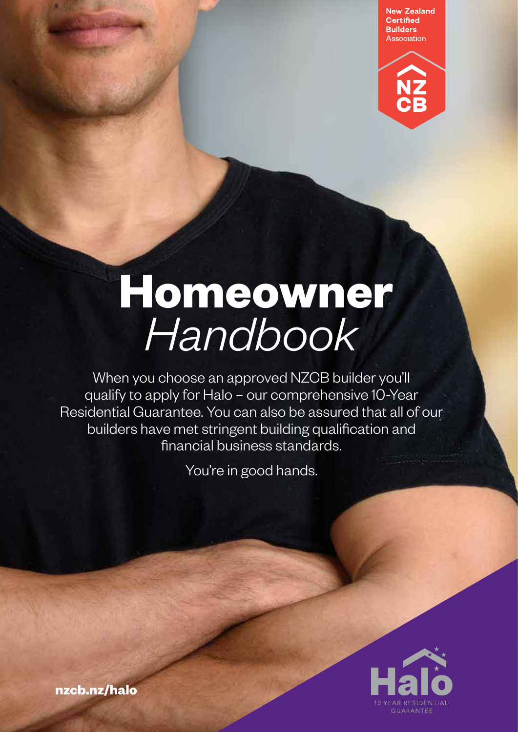New Zealand Certified Builders Association

NZ CB

# **Homeowner** *Handbook*

When you choose an approved NZCB builder you'll qualify to apply for Halo – our comprehensive 10-Year Residential Guarantee. You can also be assured that all of our builders have met stringent building qualification and financial business standards.

You're in good hands.

**nzcb.nz/halo**

Halo
10 YEAR RESIDENTIAL GUARANTEE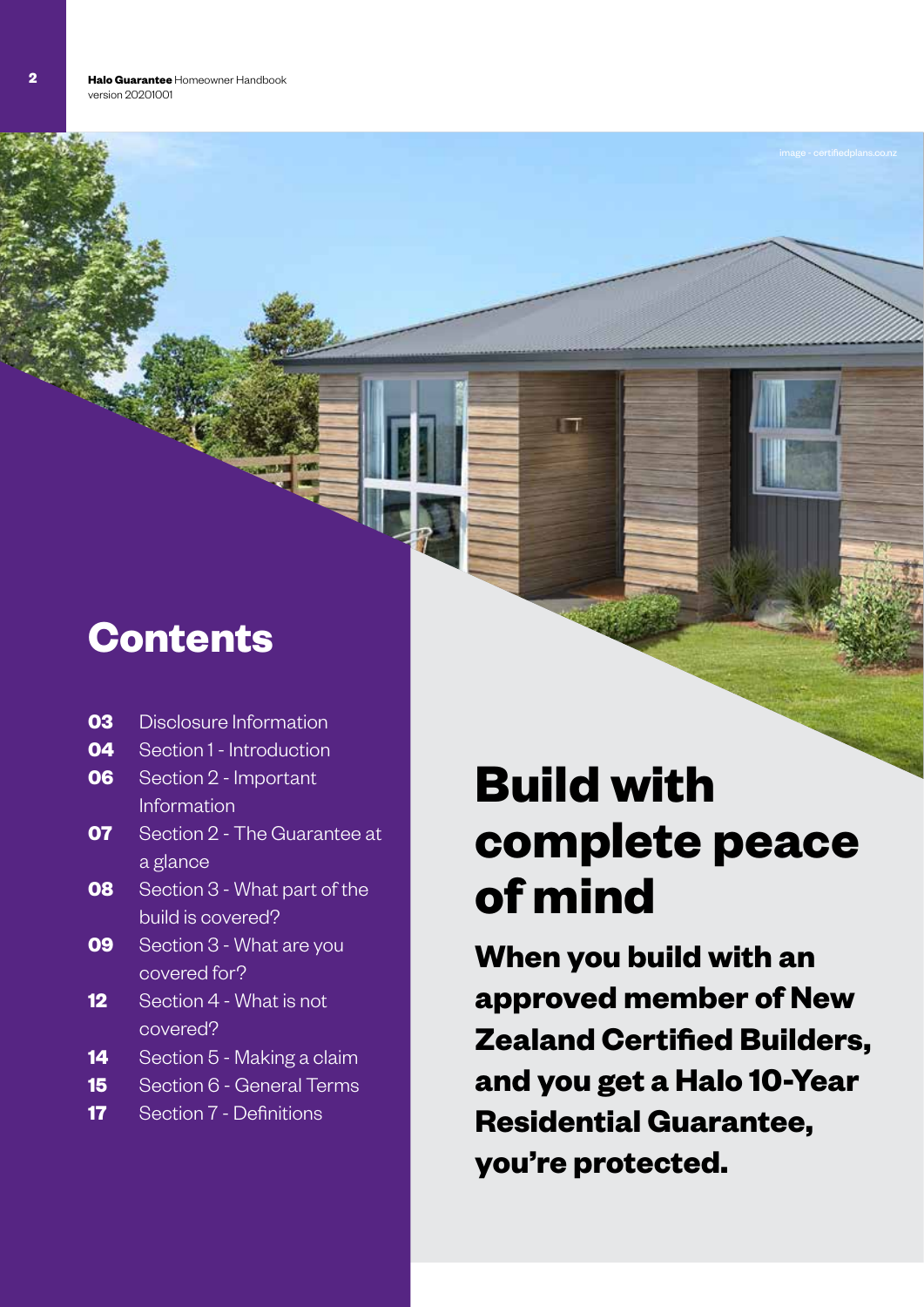# Contents

| | |
|---|---|
| **03** | Disclosure Information |
| **04** | Section 1 - Introduction |
| **06** | Section 2 - Important Information |
| **07** | Section 2 - The Guarantee at a glance |
| **08** | Section 3 - What part of the build is covered? |
| **09** | Section 3 - What are you covered for? |
| **12** | Section 4 - What is not covered? |
| **14** | Section 5 - Making a claim |
| **15** | Section 6 - General Terms |
| **17** | Section 7 - Definitions |

image - certifiedplans.co.nz

# Build with complete peace of mind

**When you build with an approved member of New Zealand Certified Builders, and you get a Halo 10-Year Residential Guarantee, you're protected.**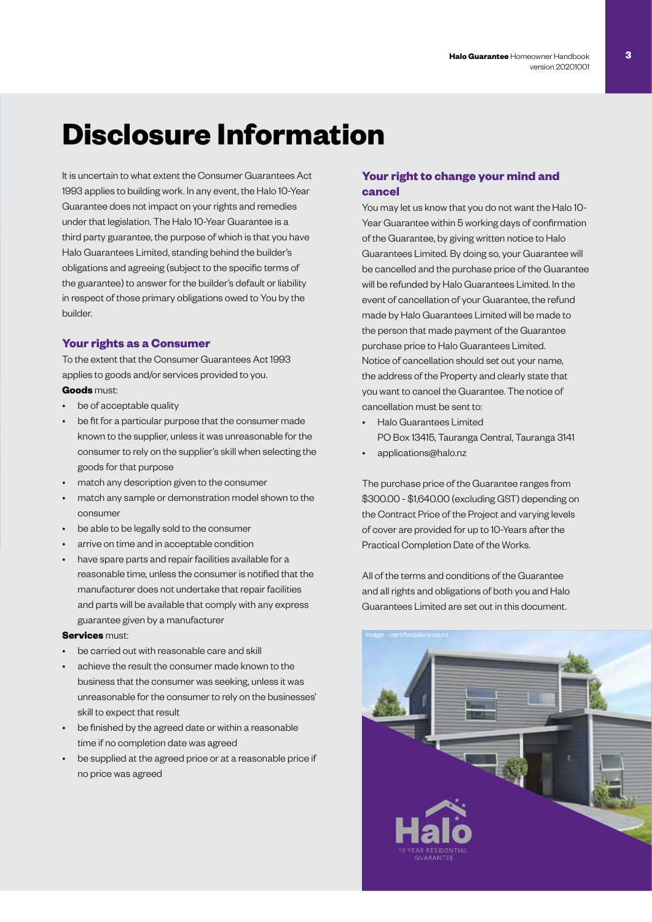# Disclosure Information

It is uncertain to what extent the Consumer Guarantees Act 1993 applies to building work. In any event, the Halo 10-Year Guarantee does not impact on your rights and remedies under that legislation. The Halo 10-Year Guarantee is a third party guarantee, the purpose of which is that you have Halo Guarantees Limited, standing behind the builder's obligations and agreeing (subject to the specific terms of the guarantee) to answer for the builder's default or liability in respect of those primary obligations owed to You by the builder.

## Your rights as a Consumer

To the extent that the Consumer Guarantees Act 1993 applies to goods and/or services provided to you.

**Goods** must:

- be of acceptable quality
- be fit for a particular purpose that the consumer made known to the supplier, unless it was unreasonable for the consumer to rely on the supplier's skill when selecting the goods for that purpose
- match any description given to the consumer
- match any sample or demonstration model shown to the consumer
- be able to be legally sold to the consumer
- arrive on time and in acceptable condition
- have spare parts and repair facilities available for a reasonable time, unless the consumer is notified that the manufacturer does not undertake that repair facilities and parts will be available that comply with any express guarantee given by a manufacturer

**Services** must:

- be carried out with reasonable care and skill
- achieve the result the consumer made known to the business that the consumer was seeking, unless it was unreasonable for the consumer to rely on the businesses' skill to expect that result
- be finished by the agreed date or within a reasonable time if no completion date was agreed
- be supplied at the agreed price or at a reasonable price if no price was agreed

## Your right to change your mind and cancel

You may let us know that you do not want the Halo 10-Year Guarantee within 5 working days of confirmation of the Guarantee, by giving written notice to Halo Guarantees Limited. By doing so, your Guarantee will be cancelled and the purchase price of the Guarantee will be refunded by Halo Guarantees Limited. In the event of cancellation of your Guarantee, the refund made by Halo Guarantees Limited will be made to the person that made payment of the Guarantee purchase price to Halo Guarantees Limited. Notice of cancellation should set out your name, the address of the Property and clearly state that you want to cancel the Guarantee. The notice of cancellation must be sent to:

- Halo Guarantees Limited
  PO Box 13415, Tauranga Central, Tauranga 3141
- applications@halo.nz

The purchase price of the Guarantee ranges from $300.00 - $1,640.00 (excluding GST) depending on the Contract Price of the Project and varying levels of cover are provided for up to 10-Years after the Practical Completion Date of the Works.

All of the terms and conditions of the Guarantee and all rights and obligations of both you and Halo Guarantees Limited are set out in this document.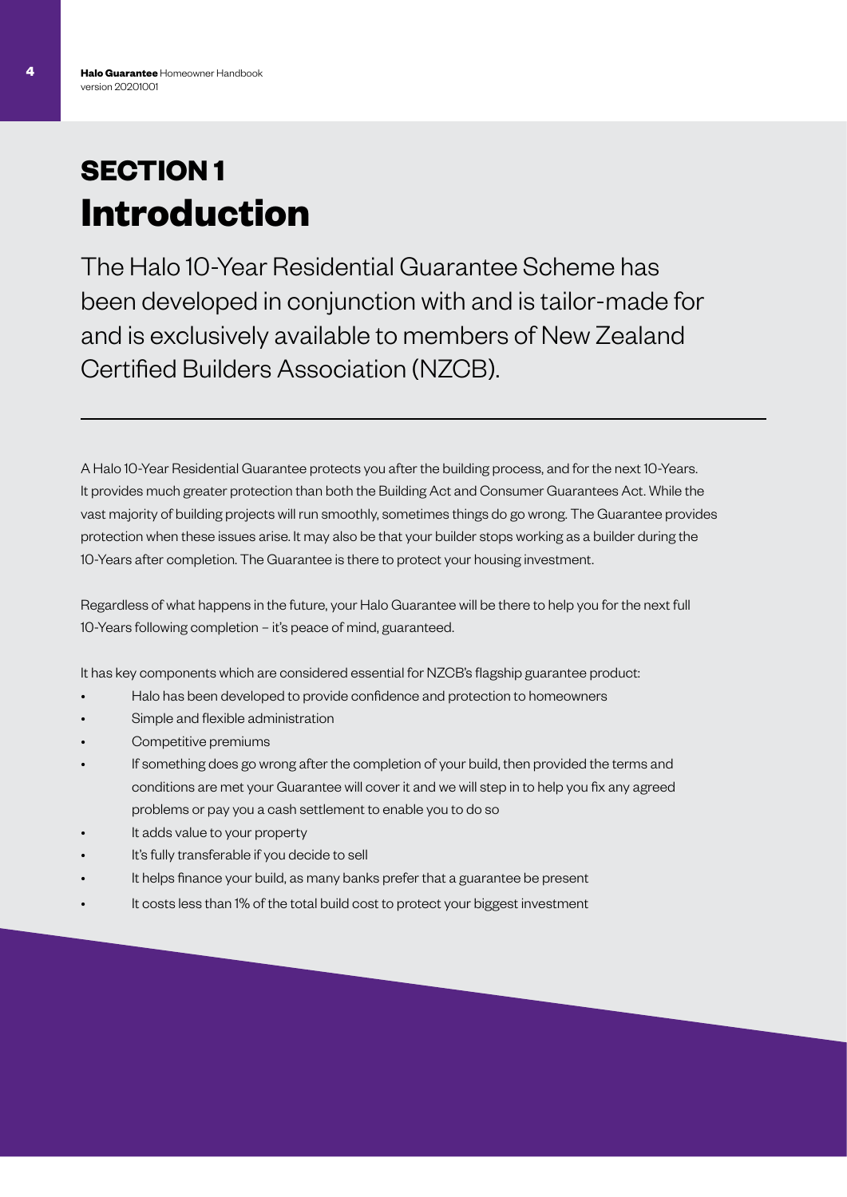# SECTION 1
# Introduction

The Halo 10-Year Residential Guarantee Scheme has been developed in conjunction with and is tailor-made for and is exclusively available to members of New Zealand Certified Builders Association (NZCB).

---

A Halo 10-Year Residential Guarantee protects you after the building process, and for the next 10-Years. It provides much greater protection than both the Building Act and Consumer Guarantees Act. While the vast majority of building projects will run smoothly, sometimes things do go wrong. The Guarantee provides protection when these issues arise. It may also be that your builder stops working as a builder during the 10-Years after completion. The Guarantee is there to protect your housing investment.

Regardless of what happens in the future, your Halo Guarantee will be there to help you for the next full 10-Years following completion – it's peace of mind, guaranteed.

It has key components which are considered essential for NZCB's flagship guarantee product:

- Halo has been developed to provide confidence and protection to homeowners
- Simple and flexible administration
- Competitive premiums
- If something does go wrong after the completion of your build, then provided the terms and conditions are met your Guarantee will cover it and we will step in to help you fix any agreed problems or pay you a cash settlement to enable you to do so
- It adds value to your property
- It's fully transferable if you decide to sell
- It helps finance your build, as many banks prefer that a guarantee be present
- It costs less than 1% of the total build cost to protect your biggest investment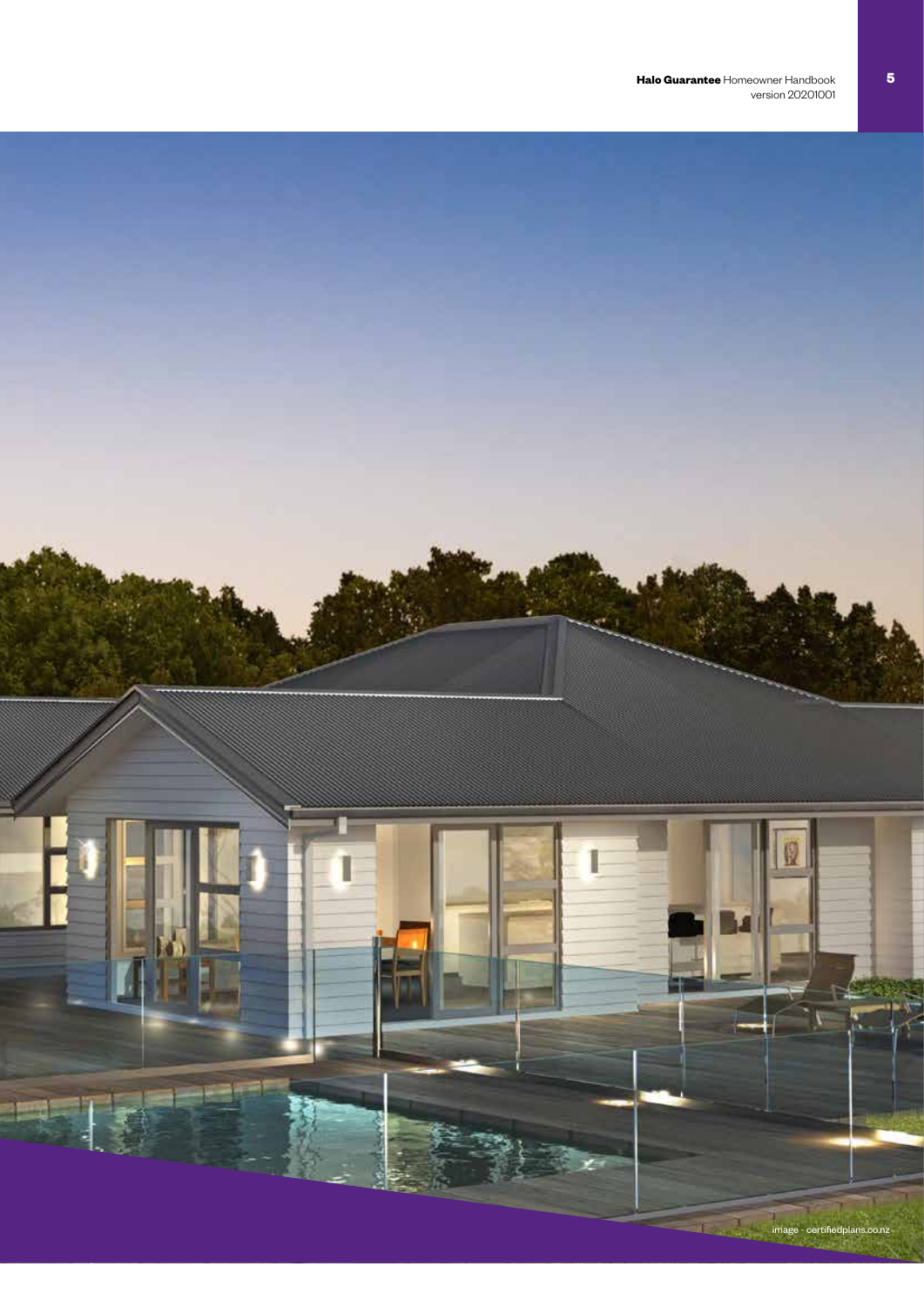image - certifiedplans.co.nz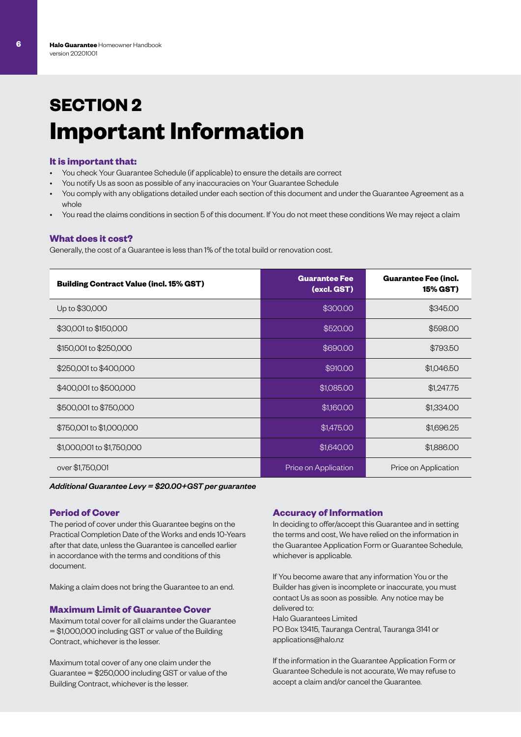# SECTION 2
# Important Information

### It is important that:

- You check Your Guarantee Schedule (if applicable) to ensure the details are correct
- You notify Us as soon as possible of any inaccuracies on Your Guarantee Schedule
- You comply with any obligations detailed under each section of this document and under the Guarantee Agreement as a whole
- You read the claims conditions in section 5 of this document. If You do not meet these conditions We may reject a claim

### What does it cost?

Generally, the cost of a Guarantee is less than 1% of the total build or renovation cost.

| Building Contract Value (incl. 15% GST) | Guarantee Fee (excl. GST) | Guarantee Fee (incl. 15% GST) |
|---|---|---|
| Up to $30,000 | $300.00 | $345.00 |
| $30,001 to $150,000 | $520.00 | $598.00 |
| $150,001 to $250,000 | $690.00 | $793.50 |
| $250,001 to $400,000 | $910.00 | $1,046.50 |
| $400,001 to $500,000 | $1,085.00 | $1,247.75 |
| $500,001 to $750,000 | $1,160.00 | $1,334.00 |
| $750,001 to $1,000,000 | $1,475.00 | $1,696.25 |
| $1,000,001 to $1,750,000 | $1,640.00 | $1,886.00 |
| over $1,750,001 | Price on Application | Price on Application |

***Additional Guarantee Levy = $20.00+GST per guarantee***

### Period of Cover

The period of cover under this Guarantee begins on the Practical Completion Date of the Works and ends 10-Years after that date, unless the Guarantee is cancelled earlier in accordance with the terms and conditions of this document.

Making a claim does not bring the Guarantee to an end.

### Maximum Limit of Guarantee Cover

Maximum total cover for all claims under the Guarantee = $1,000,000 including GST or value of the Building Contract, whichever is the lesser.

Maximum total cover of any one claim under the Guarantee = $250,000 including GST or value of the Building Contract, whichever is the lesser.

### Accuracy of Information

In deciding to offer/accept this Guarantee and in setting the terms and cost, We have relied on the information in the Guarantee Application Form or Guarantee Schedule, whichever is applicable.

If You become aware that any information You or the Builder has given is incomplete or inaccurate, you must contact Us as soon as possible. Any notice may be delivered to:
Halo Guarantees Limited
PO Box 13415, Tauranga Central, Tauranga 3141 or
applications@halo.nz

If the information in the Guarantee Application Form or Guarantee Schedule is not accurate, We may refuse to accept a claim and/or cancel the Guarantee.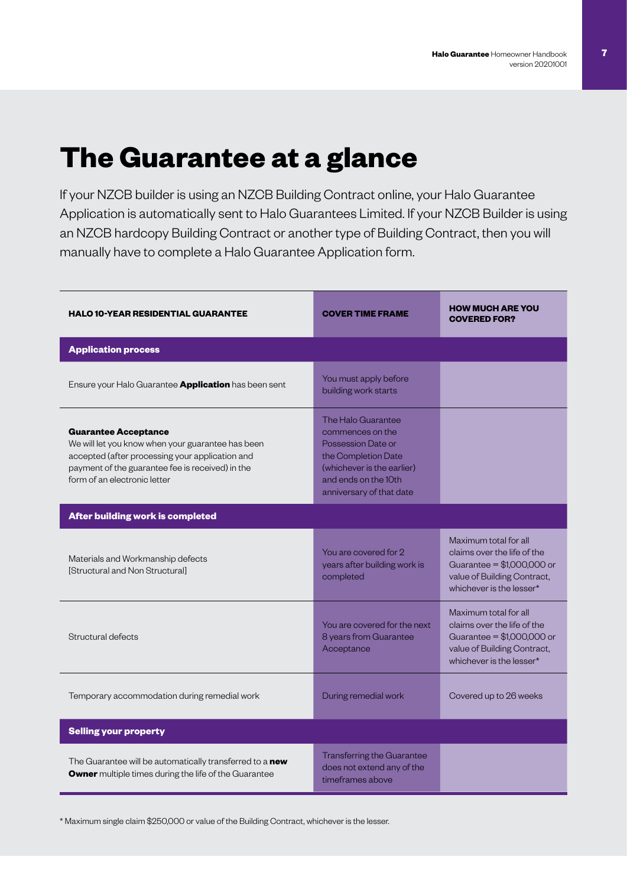# The Guarantee at a glance

If your NZCB builder is using an NZCB Building Contract online, your Halo Guarantee Application is automatically sent to Halo Guarantees Limited. If your NZCB Builder is using an NZCB hardcopy Building Contract or another type of Building Contract, then you will manually have to complete a Halo Guarantee Application form.

| HALO 10-YEAR RESIDENTIAL GUARANTEE | COVER TIME FRAME | HOW MUCH ARE YOU COVERED FOR? |
|---|---|---|
| **Application process** | | |
| Ensure your Halo Guarantee **Application** has been sent | You must apply before building work starts | |
| **Guarantee Acceptance** We will let you know when your guarantee has been accepted (after processing your application and payment of the guarantee fee is received) in the form of an electronic letter | The Halo Guarantee commences on the Possession Date or the Completion Date (whichever is the earlier) and ends on the 10th anniversary of that date | |
| **After building work is completed** | | |
| Materials and Workmanship defects [Structural and Non Structural] | You are covered for 2 years after building work is completed | Maximum total for all claims over the life of the Guarantee = $1,000,000 or value of Building Contract, whichever is the lesser* |
| Structural defects | You are covered for the next 8 years from Guarantee Acceptance | Maximum total for all claims over the life of the Guarantee = $1,000,000 or value of Building Contract, whichever is the lesser* |
| Temporary accommodation during remedial work | During remedial work | Covered up to 26 weeks |
| **Selling your property** | | |
| The Guarantee will be automatically transferred to a **new Owner** multiple times during the life of the Guarantee | Transferring the Guarantee does not extend any of the timeframes above | |

* Maximum single claim $250,000 or value of the Building Contract, whichever is the lesser.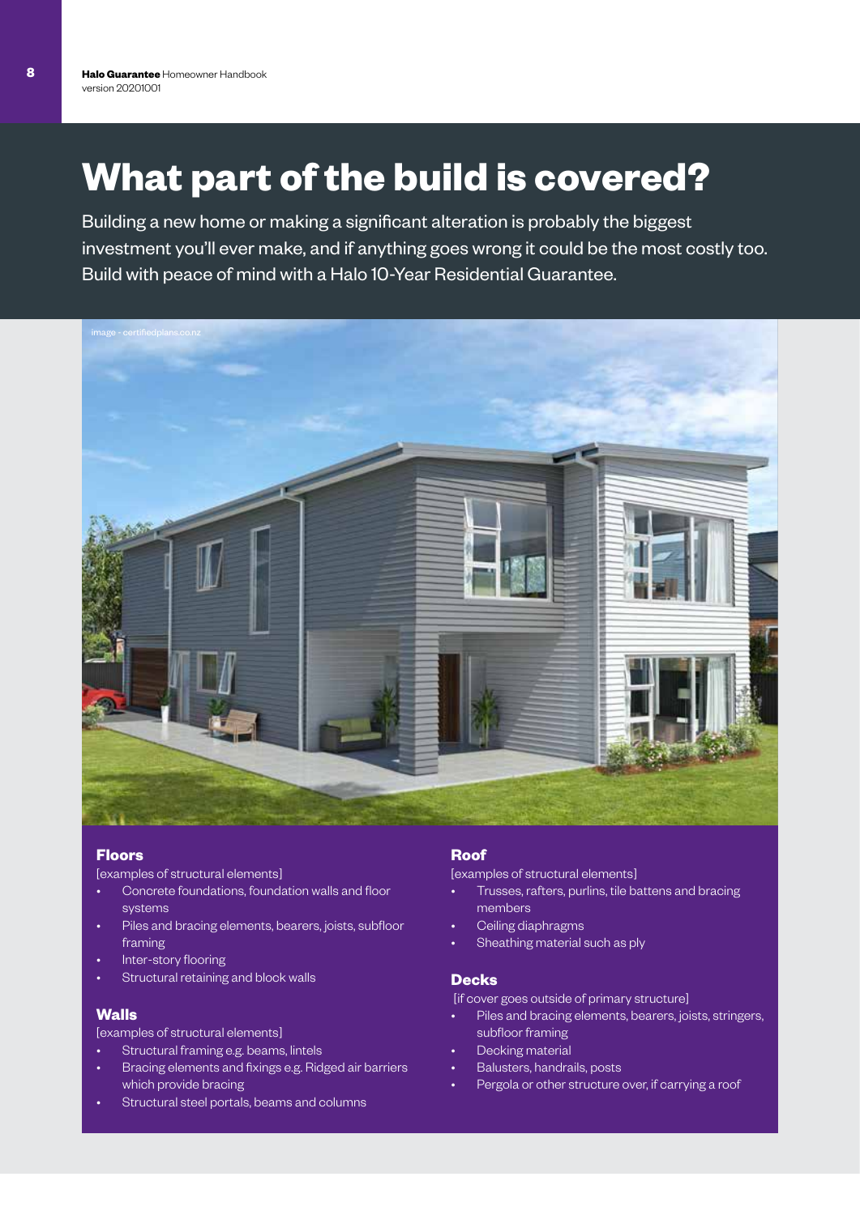# What part of the build is covered?

Building a new home or making a significant alteration is probably the biggest investment you'll ever make, and if anything goes wrong it could be the most costly too. Build with peace of mind with a Halo 10-Year Residential Guarantee.

image - certifiedplans.co.nz

### Floors

[examples of structural elements]

- Concrete foundations, foundation walls and floor systems
- Piles and bracing elements, bearers, joists, subfloor framing
- Inter-story flooring
- Structural retaining and block walls

### Walls

[examples of structural elements]

- Structural framing e.g. beams, lintels
- Bracing elements and fixings e.g. Ridged air barriers which provide bracing
- Structural steel portals, beams and columns

### Roof

[examples of structural elements]

- Trusses, rafters, purlins, tile battens and bracing members
- Ceiling diaphragms
- Sheathing material such as ply

### Decks

[if cover goes outside of primary structure]

- Piles and bracing elements, bearers, joists, stringers, subfloor framing
- Decking material
- Balusters, handrails, posts
- Pergola or other structure over, if carrying a roof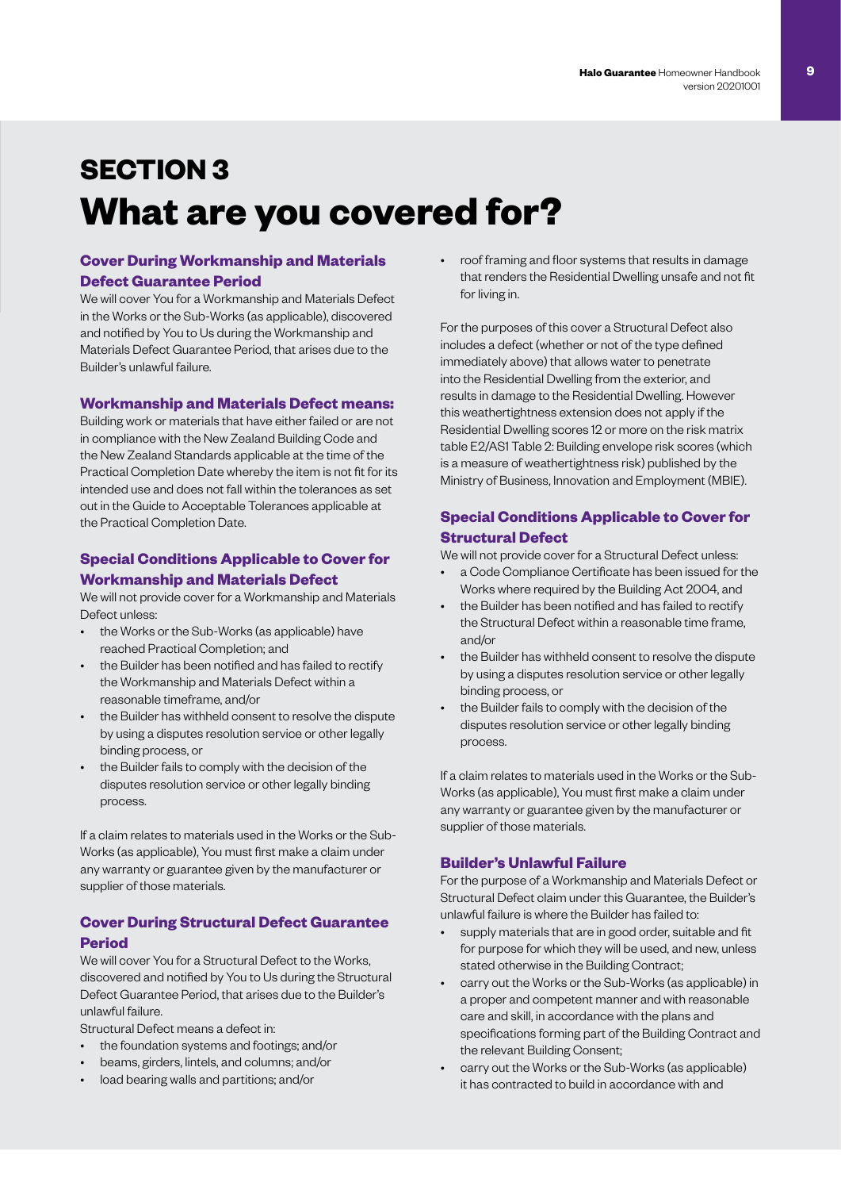# SECTION 3
# What are you covered for?

### Cover During Workmanship and Materials Defect Guarantee Period

We will cover You for a Workmanship and Materials Defect in the Works or the Sub-Works (as applicable), discovered and notified by You to Us during the Workmanship and Materials Defect Guarantee Period, that arises due to the Builder's unlawful failure.

### Workmanship and Materials Defect means:

Building work or materials that have either failed or are not in compliance with the New Zealand Building Code and the New Zealand Standards applicable at the time of the Practical Completion Date whereby the item is not fit for its intended use and does not fall within the tolerances as set out in the Guide to Acceptable Tolerances applicable at the Practical Completion Date.

### Special Conditions Applicable to Cover for Workmanship and Materials Defect

We will not provide cover for a Workmanship and Materials Defect unless:

- the Works or the Sub-Works (as applicable) have reached Practical Completion; and
- the Builder has been notified and has failed to rectify the Workmanship and Materials Defect within a reasonable timeframe, and/or
- the Builder has withheld consent to resolve the dispute by using a disputes resolution service or other legally binding process, or
- the Builder fails to comply with the decision of the disputes resolution service or other legally binding process.

If a claim relates to materials used in the Works or the Sub-Works (as applicable), You must first make a claim under any warranty or guarantee given by the manufacturer or supplier of those materials.

### Cover During Structural Defect Guarantee Period

We will cover You for a Structural Defect to the Works, discovered and notified by You to Us during the Structural Defect Guarantee Period, that arises due to the Builder's unlawful failure.

Structural Defect means a defect in:

- the foundation systems and footings; and/or
- beams, girders, lintels, and columns; and/or
- load bearing walls and partitions; and/or
- roof framing and floor systems that results in damage that renders the Residential Dwelling unsafe and not fit for living in.

For the purposes of this cover a Structural Defect also includes a defect (whether or not of the type defined immediately above) that allows water to penetrate into the Residential Dwelling from the exterior, and results in damage to the Residential Dwelling. However this weathertightness extension does not apply if the Residential Dwelling scores 12 or more on the risk matrix table E2/AS1 Table 2: Building envelope risk scores (which is a measure of weathertightness risk) published by the Ministry of Business, Innovation and Employment (MBIE).

### Special Conditions Applicable to Cover for Structural Defect

We will not provide cover for a Structural Defect unless:

- a Code Compliance Certificate has been issued for the Works where required by the Building Act 2004, and
- the Builder has been notified and has failed to rectify the Structural Defect within a reasonable time frame, and/or
- the Builder has withheld consent to resolve the dispute by using a disputes resolution service or other legally binding process, or
- the Builder fails to comply with the decision of the disputes resolution service or other legally binding process.

If a claim relates to materials used in the Works or the Sub-Works (as applicable), You must first make a claim under any warranty or guarantee given by the manufacturer or supplier of those materials.

### Builder's Unlawful Failure

For the purpose of a Workmanship and Materials Defect or Structural Defect claim under this Guarantee, the Builder's unlawful failure is where the Builder has failed to:

- supply materials that are in good order, suitable and fit for purpose for which they will be used, and new, unless stated otherwise in the Building Contract;
- carry out the Works or the Sub-Works (as applicable) in a proper and competent manner and with reasonable care and skill, in accordance with the plans and specifications forming part of the Building Contract and the relevant Building Consent;
- carry out the Works or the Sub-Works (as applicable) it has contracted to build in accordance with and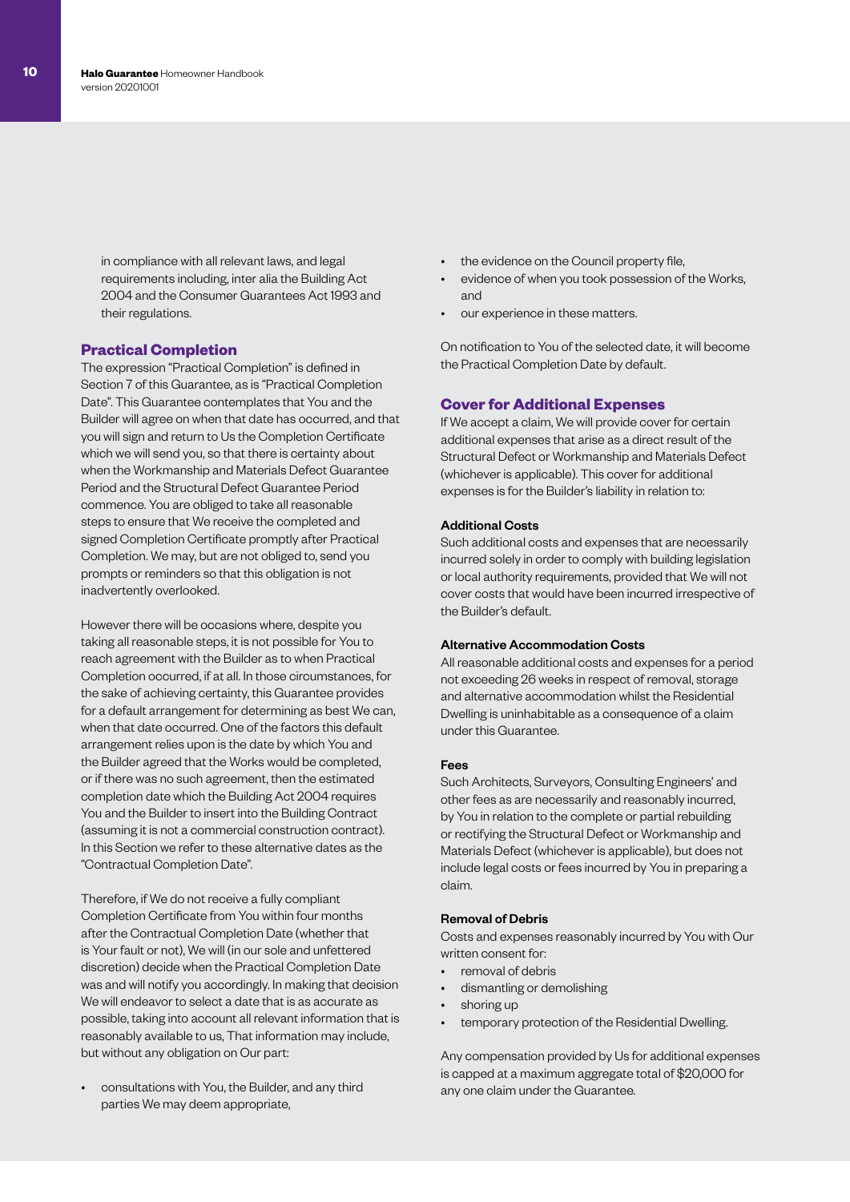in compliance with all relevant laws, and legal requirements including, inter alia the Building Act 2004 and the Consumer Guarantees Act 1993 and their regulations.

## Practical Completion

The expression "Practical Completion" is defined in Section 7 of this Guarantee, as is "Practical Completion Date". This Guarantee contemplates that You and the Builder will agree on when that date has occurred, and that you will sign and return to Us the Completion Certificate which we will send you, so that there is certainty about when the Workmanship and Materials Defect Guarantee Period and the Structural Defect Guarantee Period commence. You are obliged to take all reasonable steps to ensure that We receive the completed and signed Completion Certificate promptly after Practical Completion. We may, but are not obliged to, send you prompts or reminders so that this obligation is not inadvertently overlooked.

However there will be occasions where, despite you taking all reasonable steps, it is not possible for You to reach agreement with the Builder as to when Practical Completion occurred, if at all. In those circumstances, for the sake of achieving certainty, this Guarantee provides for a default arrangement for determining as best We can, when that date occurred. One of the factors this default arrangement relies upon is the date by which You and the Builder agreed that the Works would be completed, or if there was no such agreement, then the estimated completion date which the Building Act 2004 requires You and the Builder to insert into the Building Contract (assuming it is not a commercial construction contract). In this Section we refer to these alternative dates as the "Contractual Completion Date".

Therefore, if We do not receive a fully compliant Completion Certificate from You within four months after the Contractual Completion Date (whether that is Your fault or not), We will (in our sole and unfettered discretion) decide when the Practical Completion Date was and will notify you accordingly. In making that decision We will endeavor to select a date that is as accurate as possible, taking into account all relevant information that is reasonably available to us, That information may include, but without any obligation on Our part:

- consultations with You, the Builder, and any third parties We may deem appropriate,
- the evidence on the Council property file,
- evidence of when you took possession of the Works, and
- our experience in these matters.

On notification to You of the selected date, it will become the Practical Completion Date by default.

## Cover for Additional Expenses

If We accept a claim, We will provide cover for certain additional expenses that arise as a direct result of the Structural Defect or Workmanship and Materials Defect (whichever is applicable). This cover for additional expenses is for the Builder's liability in relation to:

### Additional Costs

Such additional costs and expenses that are necessarily incurred solely in order to comply with building legislation or local authority requirements, provided that We will not cover costs that would have been incurred irrespective of the Builder's default.

### Alternative Accommodation Costs

All reasonable additional costs and expenses for a period not exceeding 26 weeks in respect of removal, storage and alternative accommodation whilst the Residential Dwelling is uninhabitable as a consequence of a claim under this Guarantee.

### Fees

Such Architects, Surveyors, Consulting Engineers' and other fees as are necessarily and reasonably incurred, by You in relation to the complete or partial rebuilding or rectifying the Structural Defect or Workmanship and Materials Defect (whichever is applicable), but does not include legal costs or fees incurred by You in preparing a claim.

### Removal of Debris

Costs and expenses reasonably incurred by You with Our written consent for:

- removal of debris
- dismantling or demolishing
- shoring up
- temporary protection of the Residential Dwelling.

Any compensation provided by Us for additional expenses is capped at a maximum aggregate total of $20,000 for any one claim under the Guarantee.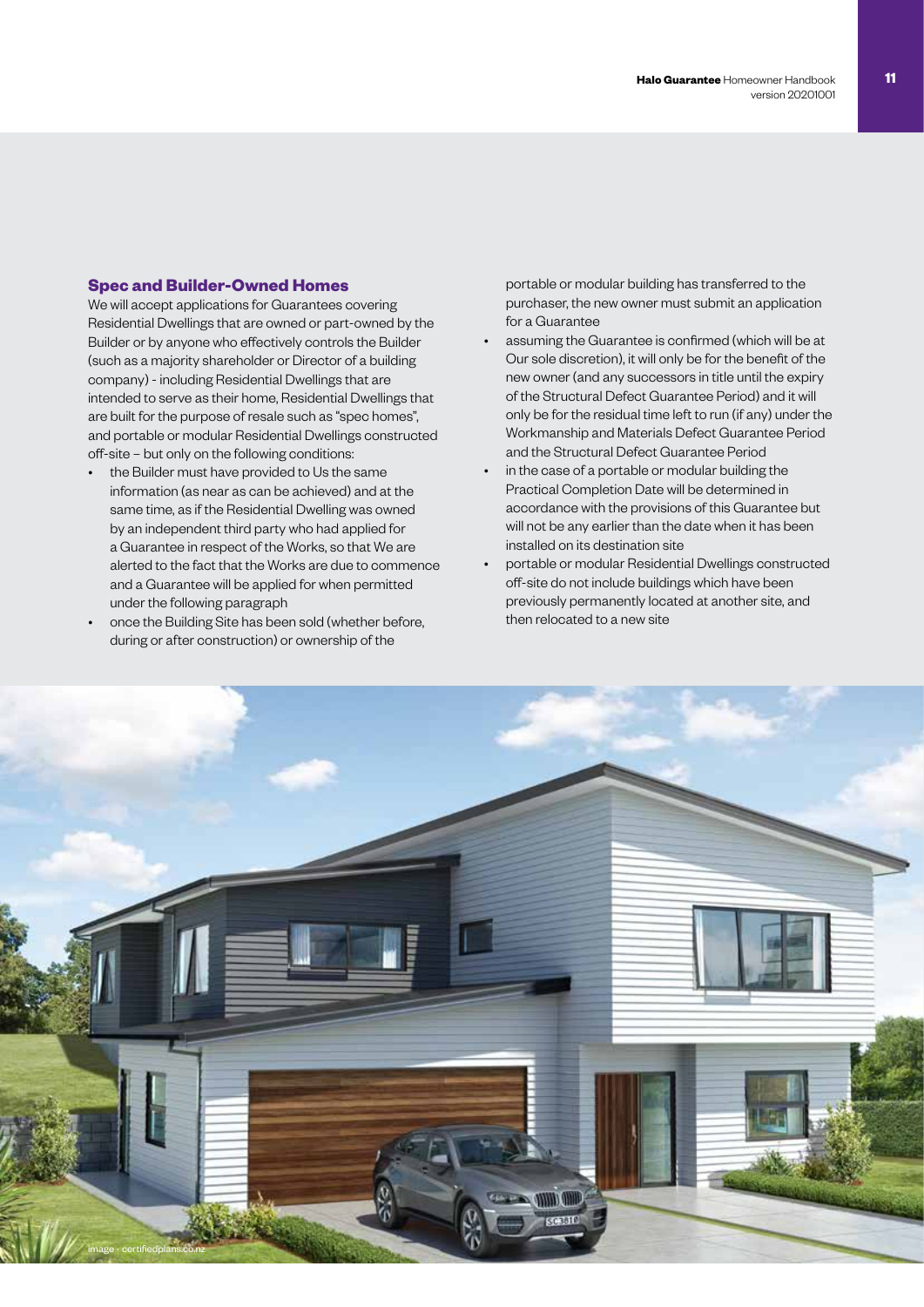## Spec and Builder-Owned Homes

We will accept applications for Guarantees covering Residential Dwellings that are owned or part-owned by the Builder or by anyone who effectively controls the Builder (such as a majority shareholder or Director of a building company) - including Residential Dwellings that are intended to serve as their home, Residential Dwellings that are built for the purpose of resale such as "spec homes", and portable or modular Residential Dwellings constructed off-site – but only on the following conditions:

- the Builder must have provided to Us the same information (as near as can be achieved) and at the same time, as if the Residential Dwelling was owned by an independent third party who had applied for a Guarantee in respect of the Works, so that We are alerted to the fact that the Works are due to commence and a Guarantee will be applied for when permitted under the following paragraph
- once the Building Site has been sold (whether before, during or after construction) or ownership of the portable or modular building has transferred to the purchaser, the new owner must submit an application for a Guarantee
- assuming the Guarantee is confirmed (which will be at Our sole discretion), it will only be for the benefit of the new owner (and any successors in title until the expiry of the Structural Defect Guarantee Period) and it will only be for the residual time left to run (if any) under the Workmanship and Materials Defect Guarantee Period and the Structural Defect Guarantee Period
- in the case of a portable or modular building the Practical Completion Date will be determined in accordance with the provisions of this Guarantee but will not be any earlier than the date when it has been installed on its destination site
- portable or modular Residential Dwellings constructed off-site do not include buildings which have been previously permanently located at another site, and then relocated to a new site

image - certifiedplans.co.nz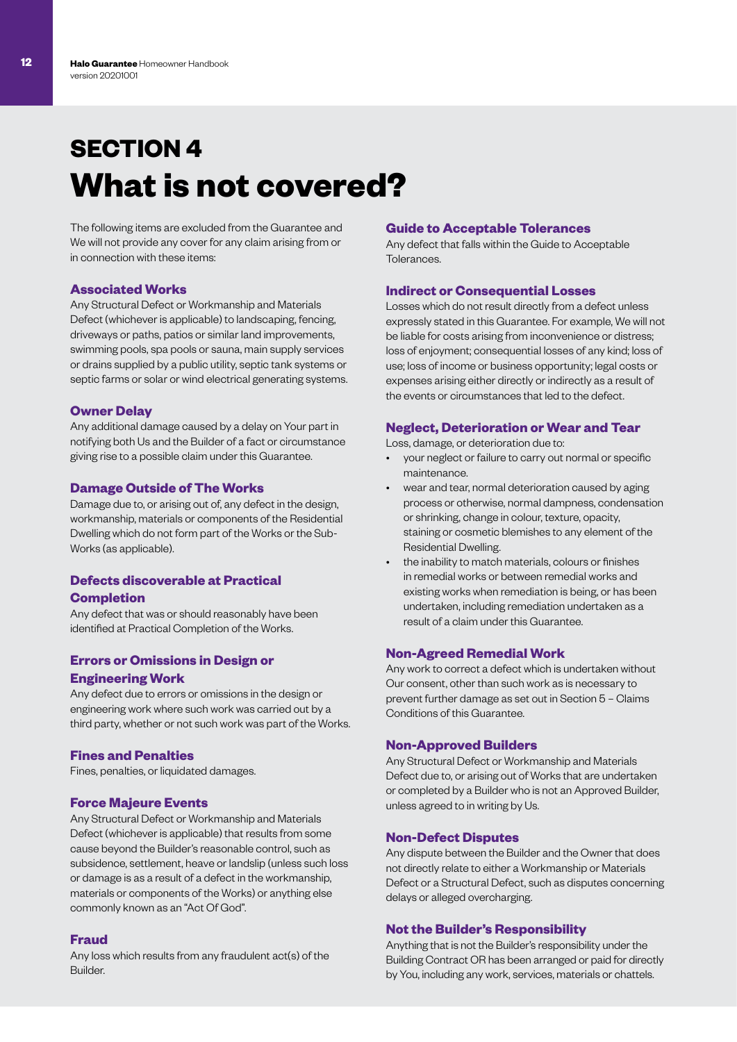# SECTION 4
# What is not covered?

The following items are excluded from the Guarantee and We will not provide any cover for any claim arising from or in connection with these items:

### Associated Works

Any Structural Defect or Workmanship and Materials Defect (whichever is applicable) to landscaping, fencing, driveways or paths, patios or similar land improvements, swimming pools, spa pools or sauna, main supply services or drains supplied by a public utility, septic tank systems or septic farms or solar or wind electrical generating systems.

### Owner Delay

Any additional damage caused by a delay on Your part in notifying both Us and the Builder of a fact or circumstance giving rise to a possible claim under this Guarantee.

### Damage Outside of The Works

Damage due to, or arising out of, any defect in the design, workmanship, materials or components of the Residential Dwelling which do not form part of the Works or the Sub-Works (as applicable).

### Defects discoverable at Practical Completion

Any defect that was or should reasonably have been identified at Practical Completion of the Works.

### Errors or Omissions in Design or Engineering Work

Any defect due to errors or omissions in the design or engineering work where such work was carried out by a third party, whether or not such work was part of the Works.

### Fines and Penalties

Fines, penalties, or liquidated damages.

### Force Majeure Events

Any Structural Defect or Workmanship and Materials Defect (whichever is applicable) that results from some cause beyond the Builder's reasonable control, such as subsidence, settlement, heave or landslip (unless such loss or damage is as a result of a defect in the workmanship, materials or components of the Works) or anything else commonly known as an "Act Of God".

### Fraud

Any loss which results from any fraudulent act(s) of the Builder.

### Guide to Acceptable Tolerances

Any defect that falls within the Guide to Acceptable Tolerances.

### Indirect or Consequential Losses

Losses which do not result directly from a defect unless expressly stated in this Guarantee. For example, We will not be liable for costs arising from inconvenience or distress; loss of enjoyment; consequential losses of any kind; loss of use; loss of income or business opportunity; legal costs or expenses arising either directly or indirectly as a result of the events or circumstances that led to the defect.

### Neglect, Deterioration or Wear and Tear

Loss, damage, or deterioration due to:

- your neglect or failure to carry out normal or specific maintenance.
- wear and tear, normal deterioration caused by aging process or otherwise, normal dampness, condensation or shrinking, change in colour, texture, opacity, staining or cosmetic blemishes to any element of the Residential Dwelling.
- the inability to match materials, colours or finishes in remedial works or between remedial works and existing works when remediation is being, or has been undertaken, including remediation undertaken as a result of a claim under this Guarantee.

### Non-Agreed Remedial Work

Any work to correct a defect which is undertaken without Our consent, other than such work as is necessary to prevent further damage as set out in Section 5 – Claims Conditions of this Guarantee.

### Non-Approved Builders

Any Structural Defect or Workmanship and Materials Defect due to, or arising out of Works that are undertaken or completed by a Builder who is not an Approved Builder, unless agreed to in writing by Us.

### Non-Defect Disputes

Any dispute between the Builder and the Owner that does not directly relate to either a Workmanship or Materials Defect or a Structural Defect, such as disputes concerning delays or alleged overcharging.

### Not the Builder's Responsibility

Anything that is not the Builder's responsibility under the Building Contract OR has been arranged or paid for directly by You, including any work, services, materials or chattels.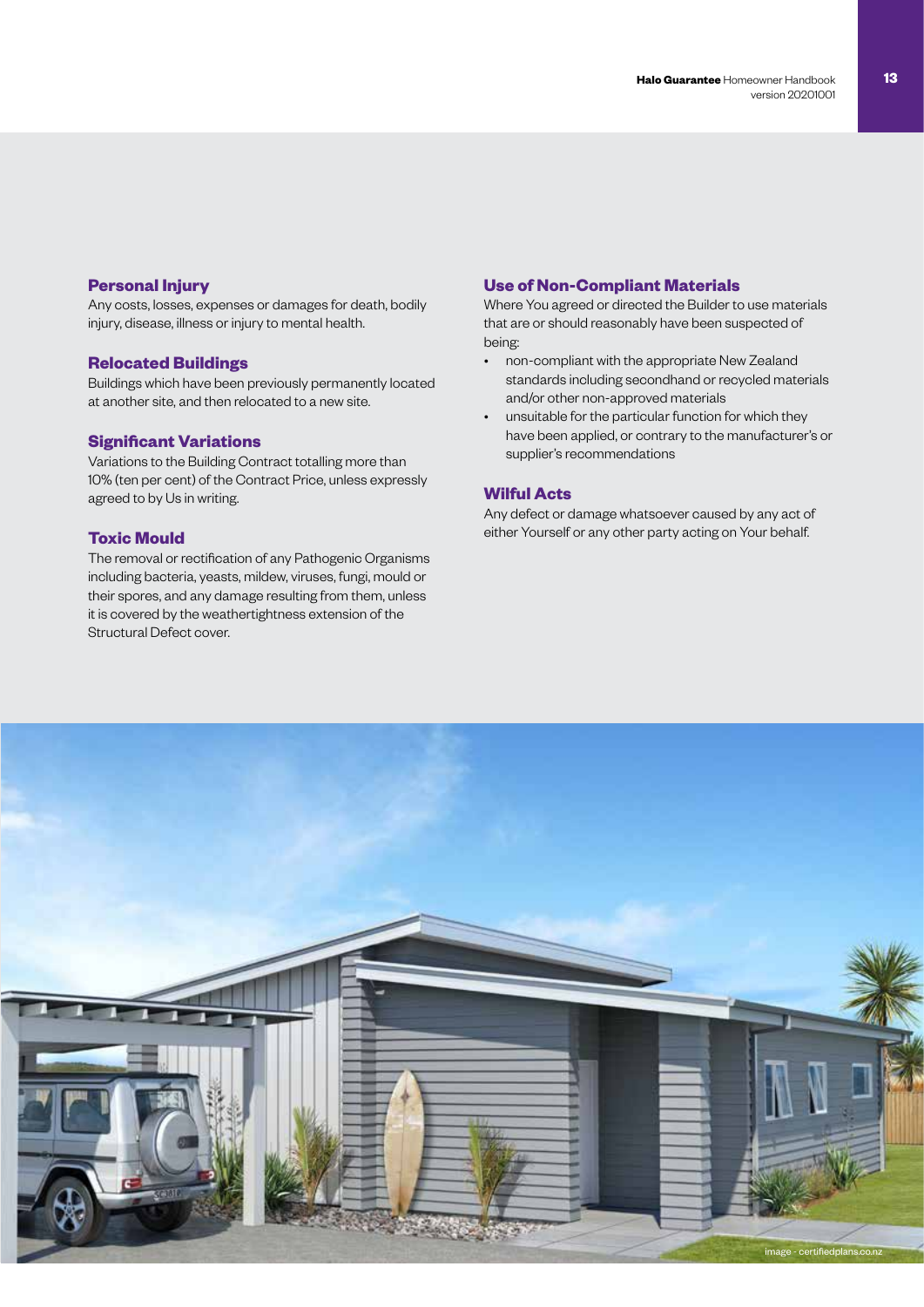### Personal Injury

Any costs, losses, expenses or damages for death, bodily injury, disease, illness or injury to mental health.

### Relocated Buildings

Buildings which have been previously permanently located at another site, and then relocated to a new site.

### Significant Variations

Variations to the Building Contract totalling more than 10% (ten per cent) of the Contract Price, unless expressly agreed to by Us in writing.

### Toxic Mould

The removal or rectification of any Pathogenic Organisms including bacteria, yeasts, mildew, viruses, fungi, mould or their spores, and any damage resulting from them, unless it is covered by the weathertightness extension of the Structural Defect cover.

### Use of Non-Compliant Materials

Where You agreed or directed the Builder to use materials that are or should reasonably have been suspected of being:

- non-compliant with the appropriate New Zealand standards including secondhand or recycled materials and/or other non-approved materials
- unsuitable for the particular function for which they have been applied, or contrary to the manufacturer's or supplier's recommendations

### Wilful Acts

Any defect or damage whatsoever caused by any act of either Yourself or any other party acting on Your behalf.

image - certifiedplans.co.nz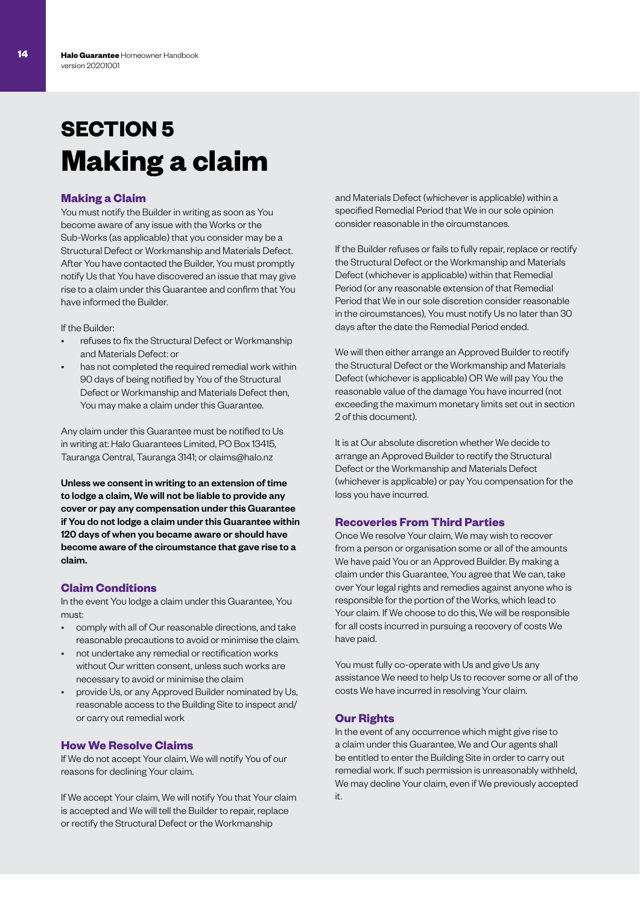# SECTION 5
# Making a claim

### Making a Claim

You must notify the Builder in writing as soon as You become aware of any issue with the Works or the Sub-Works (as applicable) that you consider may be a Structural Defect or Workmanship and Materials Defect. After You have contacted the Builder, You must promptly notify Us that You have discovered an issue that may give rise to a claim under this Guarantee and confirm that You have informed the Builder.

If the Builder:

- refuses to fix the Structural Defect or Workmanship and Materials Defect: or
- has not completed the required remedial work within 90 days of being notified by You of the Structural Defect or Workmanship and Materials Defect then, You may make a claim under this Guarantee.

Any claim under this Guarantee must be notified to Us in writing at: Halo Guarantees Limited, PO Box 13415, Tauranga Central, Tauranga 3141; or claims@halo.nz

**Unless we consent in writing to an extension of time to lodge a claim, We will not be liable to provide any cover or pay any compensation under this Guarantee if You do not lodge a claim under this Guarantee within 120 days of when you became aware or should have become aware of the circumstance that gave rise to a claim.**

### Claim Conditions

In the event You lodge a claim under this Guarantee, You must:

- comply with all of Our reasonable directions, and take reasonable precautions to avoid or minimise the claim.
- not undertake any remedial or rectification works without Our written consent, unless such works are necessary to avoid or minimise the claim
- provide Us, or any Approved Builder nominated by Us, reasonable access to the Building Site to inspect and/or carry out remedial work

### How We Resolve Claims

If We do not accept Your claim, We will notify You of our reasons for declining Your claim.

If We accept Your claim, We will notify You that Your claim is accepted and We will tell the Builder to repair, replace or rectify the Structural Defect or the Workmanship and Materials Defect (whichever is applicable) within a specified Remedial Period that We in our sole opinion consider reasonable in the circumstances.

If the Builder refuses or fails to fully repair, replace or rectify the Structural Defect or the Workmanship and Materials Defect (whichever is applicable) within that Remedial Period (or any reasonable extension of that Remedial Period that We in our sole discretion consider reasonable in the circumstances), You must notify Us no later than 30 days after the date the Remedial Period ended.

We will then either arrange an Approved Builder to rectify the Structural Defect or the Workmanship and Materials Defect (whichever is applicable) OR We will pay You the reasonable value of the damage You have incurred (not exceeding the maximum monetary limits set out in section 2 of this document).

It is at Our absolute discretion whether We decide to arrange an Approved Builder to rectify the Structural Defect or the Workmanship and Materials Defect (whichever is applicable) or pay You compensation for the loss you have incurred.

### Recoveries From Third Parties

Once We resolve Your claim, We may wish to recover from a person or organisation some or all of the amounts We have paid You or an Approved Builder. By making a claim under this Guarantee, You agree that We can, take over Your legal rights and remedies against anyone who is responsible for the portion of the Works, which lead to Your claim. If We choose to do this, We will be responsible for all costs incurred in pursuing a recovery of costs We have paid.

You must fully co-operate with Us and give Us any assistance We need to help Us to recover some or all of the costs We have incurred in resolving Your claim.

### Our Rights

In the event of any occurrence which might give rise to a claim under this Guarantee, We and Our agents shall be entitled to enter the Building Site in order to carry out remedial work. If such permission is unreasonably withheld, We may decline Your claim, even if We previously accepted it.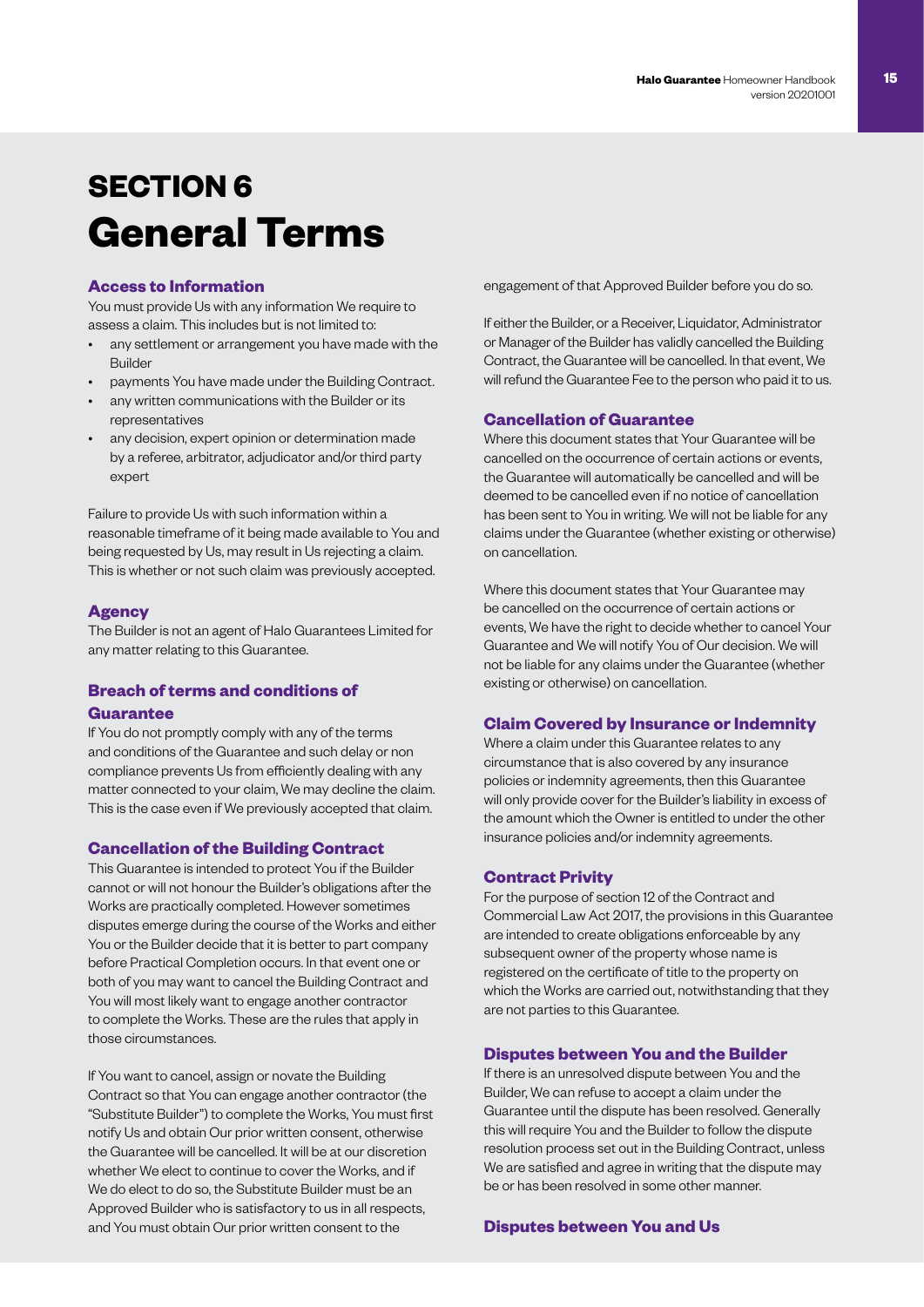# SECTION 6
# General Terms

### Access to Information

You must provide Us with any information We require to assess a claim. This includes but is not limited to:

- any settlement or arrangement you have made with the Builder
- payments You have made under the Building Contract.
- any written communications with the Builder or its representatives
- any decision, expert opinion or determination made by a referee, arbitrator, adjudicator and/or third party expert

Failure to provide Us with such information within a reasonable timeframe of it being made available to You and being requested by Us, may result in Us rejecting a claim. This is whether or not such claim was previously accepted.

### Agency

The Builder is not an agent of Halo Guarantees Limited for any matter relating to this Guarantee.

### Breach of terms and conditions of Guarantee

If You do not promptly comply with any of the terms and conditions of the Guarantee and such delay or non compliance prevents Us from efficiently dealing with any matter connected to your claim, We may decline the claim. This is the case even if We previously accepted that claim.

### Cancellation of the Building Contract

This Guarantee is intended to protect You if the Builder cannot or will not honour the Builder's obligations after the Works are practically completed. However sometimes disputes emerge during the course of the Works and either You or the Builder decide that it is better to part company before Practical Completion occurs. In that event one or both of you may want to cancel the Building Contract and You will most likely want to engage another contractor to complete the Works. These are the rules that apply in those circumstances.

If You want to cancel, assign or novate the Building Contract so that You can engage another contractor (the "Substitute Builder") to complete the Works, You must first notify Us and obtain Our prior written consent, otherwise the Guarantee will be cancelled. It will be at our discretion whether We elect to continue to cover the Works, and if We do elect to do so, the Substitute Builder must be an Approved Builder who is satisfactory to us in all respects, and You must obtain Our prior written consent to the engagement of that Approved Builder before you do so.

If either the Builder, or a Receiver, Liquidator, Administrator or Manager of the Builder has validly cancelled the Building Contract, the Guarantee will be cancelled. In that event, We will refund the Guarantee Fee to the person who paid it to us.

### Cancellation of Guarantee

Where this document states that Your Guarantee will be cancelled on the occurrence of certain actions or events, the Guarantee will automatically be cancelled and will be deemed to be cancelled even if no notice of cancellation has been sent to You in writing. We will not be liable for any claims under the Guarantee (whether existing or otherwise) on cancellation.

Where this document states that Your Guarantee may be cancelled on the occurrence of certain actions or events, We have the right to decide whether to cancel Your Guarantee and We will notify You of Our decision. We will not be liable for any claims under the Guarantee (whether existing or otherwise) on cancellation.

### Claim Covered by Insurance or Indemnity

Where a claim under this Guarantee relates to any circumstance that is also covered by any insurance policies or indemnity agreements, then this Guarantee will only provide cover for the Builder's liability in excess of the amount which the Owner is entitled to under the other insurance policies and/or indemnity agreements.

### Contract Privity

For the purpose of section 12 of the Contract and Commercial Law Act 2017, the provisions in this Guarantee are intended to create obligations enforceable by any subsequent owner of the property whose name is registered on the certificate of title to the property on which the Works are carried out, notwithstanding that they are not parties to this Guarantee.

### Disputes between You and the Builder

If there is an unresolved dispute between You and the Builder, We can refuse to accept a claim under the Guarantee until the dispute has been resolved. Generally this will require You and the Builder to follow the dispute resolution process set out in the Building Contract, unless We are satisfied and agree in writing that the dispute may be or has been resolved in some other manner.

### Disputes between You and Us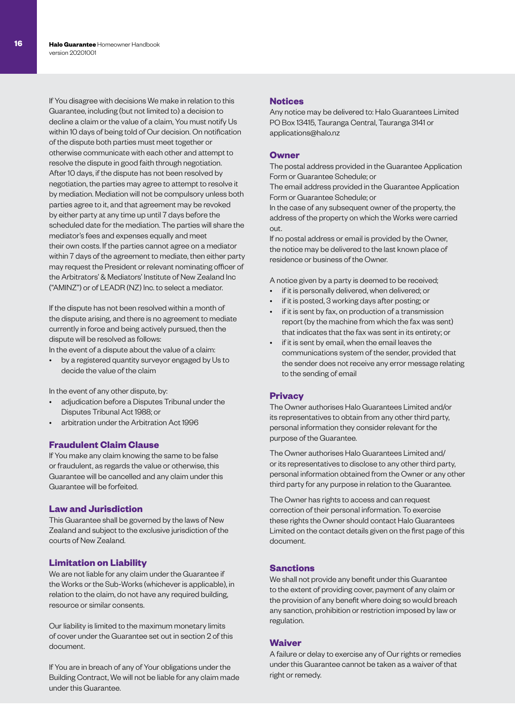If You disagree with decisions We make in relation to this Guarantee, including (but not limited to) a decision to decline a claim or the value of a claim, You must notify Us within 10 days of being told of Our decision. On notification of the dispute both parties must meet together or otherwise communicate with each other and attempt to resolve the dispute in good faith through negotiation. After 10 days, if the dispute has not been resolved by negotiation, the parties may agree to attempt to resolve it by mediation. Mediation will not be compulsory unless both parties agree to it, and that agreement may be revoked by either party at any time up until 7 days before the scheduled date for the mediation. The parties will share the mediator's fees and expenses equally and meet their own costs. If the parties cannot agree on a mediator within 7 days of the agreement to mediate, then either party may request the President or relevant nominating officer of the Arbitrators' & Mediators' Institute of New Zealand Inc ("AMINZ") or of LEADR (NZ) Inc. to select a mediator.

If the dispute has not been resolved within a month of the dispute arising, and there is no agreement to mediate currently in force and being actively pursued, then the dispute will be resolved as follows:
In the event of a dispute about the value of a claim:

- by a registered quantity surveyor engaged by Us to decide the value of the claim

In the event of any other dispute, by:

- adjudication before a Disputes Tribunal under the Disputes Tribunal Act 1988; or
- arbitration under the Arbitration Act 1996

## Fraudulent Claim Clause

If You make any claim knowing the same to be false or fraudulent, as regards the value or otherwise, this Guarantee will be cancelled and any claim under this Guarantee will be forfeited.

## Law and Jurisdiction

This Guarantee shall be governed by the laws of New Zealand and subject to the exclusive jurisdiction of the courts of New Zealand.

## Limitation on Liability

We are not liable for any claim under the Guarantee if the Works or the Sub-Works (whichever is applicable), in relation to the claim, do not have any required building, resource or similar consents.

Our liability is limited to the maximum monetary limits of cover under the Guarantee set out in section 2 of this document.

If You are in breach of any of Your obligations under the Building Contract, We will not be liable for any claim made under this Guarantee.

## Notices

Any notice may be delivered to: Halo Guarantees Limited PO Box 13415, Tauranga Central, Tauranga 3141 or applications@halo.nz

## Owner

The postal address provided in the Guarantee Application Form or Guarantee Schedule; or
The email address provided in the Guarantee Application Form or Guarantee Schedule; or
In the case of any subsequent owner of the property, the address of the property on which the Works were carried out.
If no postal address or email is provided by the Owner, the notice may be delivered to the last known place of residence or business of the Owner.

A notice given by a party is deemed to be received;

- if it is personally delivered, when delivered; or
- if it is posted, 3 working days after posting; or
- if it is sent by fax, on production of a transmission report (by the machine from which the fax was sent) that indicates that the fax was sent in its entirety; or
- if it is sent by email, when the email leaves the communications system of the sender, provided that the sender does not receive any error message relating to the sending of email

## Privacy

The Owner authorises Halo Guarantees Limited and/or its representatives to obtain from any other third party, personal information they consider relevant for the purpose of the Guarantee.

The Owner authorises Halo Guarantees Limited and/or its representatives to disclose to any other third party, personal information obtained from the Owner or any other third party for any purpose in relation to the Guarantee.

The Owner has rights to access and can request correction of their personal information. To exercise these rights the Owner should contact Halo Guarantees Limited on the contact details given on the first page of this document.

## Sanctions

We shall not provide any benefit under this Guarantee to the extent of providing cover, payment of any claim or the provision of any benefit where doing so would breach any sanction, prohibition or restriction imposed by law or regulation.

## Waiver

A failure or delay to exercise any of Our rights or remedies under this Guarantee cannot be taken as a waiver of that right or remedy.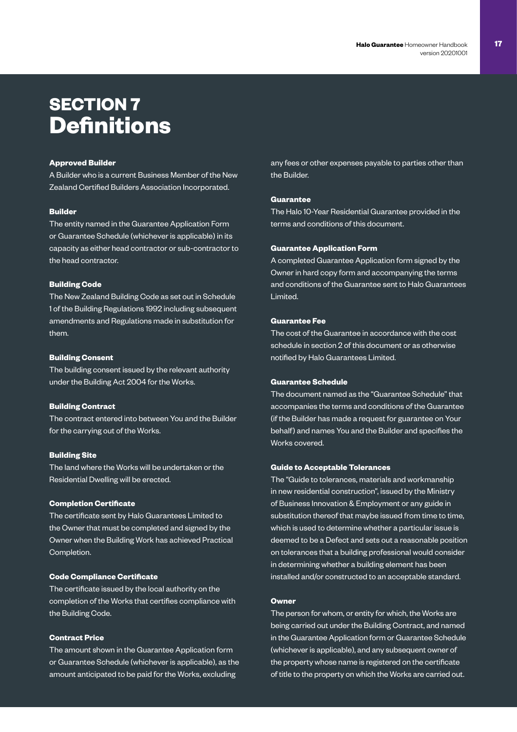# SECTION 7
# Definitions

**Approved Builder**

A Builder who is a current Business Member of the New Zealand Certified Builders Association Incorporated.

**Builder**

The entity named in the Guarantee Application Form or Guarantee Schedule (whichever is applicable) in its capacity as either head contractor or sub-contractor to the head contractor.

**Building Code**

The New Zealand Building Code as set out in Schedule 1 of the Building Regulations 1992 including subsequent amendments and Regulations made in substitution for them.

**Building Consent**

The building consent issued by the relevant authority under the Building Act 2004 for the Works.

**Building Contract**

The contract entered into between You and the Builder for the carrying out of the Works.

**Building Site**

The land where the Works will be undertaken or the Residential Dwelling will be erected.

**Completion Certificate**

The certificate sent by Halo Guarantees Limited to the Owner that must be completed and signed by the Owner when the Building Work has achieved Practical Completion.

**Code Compliance Certificate**

The certificate issued by the local authority on the completion of the Works that certifies compliance with the Building Code.

**Contract Price**

The amount shown in the Guarantee Application form or Guarantee Schedule (whichever is applicable), as the amount anticipated to be paid for the Works, excluding any fees or other expenses payable to parties other than the Builder.

**Guarantee**

The Halo 10-Year Residential Guarantee provided in the terms and conditions of this document.

**Guarantee Application Form**

A completed Guarantee Application form signed by the Owner in hard copy form and accompanying the terms and conditions of the Guarantee sent to Halo Guarantees Limited.

**Guarantee Fee**

The cost of the Guarantee in accordance with the cost schedule in section 2 of this document or as otherwise notified by Halo Guarantees Limited.

**Guarantee Schedule**

The document named as the "Guarantee Schedule" that accompanies the terms and conditions of the Guarantee (if the Builder has made a request for guarantee on Your behalf) and names You and the Builder and specifies the Works covered.

**Guide to Acceptable Tolerances**

The "Guide to tolerances, materials and workmanship in new residential construction", issued by the Ministry of Business Innovation & Employment or any guide in substitution thereof that maybe issued from time to time, which is used to determine whether a particular issue is deemed to be a Defect and sets out a reasonable position on tolerances that a building professional would consider in determining whether a building element has been installed and/or constructed to an acceptable standard.

**Owner**

The person for whom, or entity for which, the Works are being carried out under the Building Contract, and named in the Guarantee Application form or Guarantee Schedule (whichever is applicable), and any subsequent owner of the property whose name is registered on the certificate of title to the property on which the Works are carried out.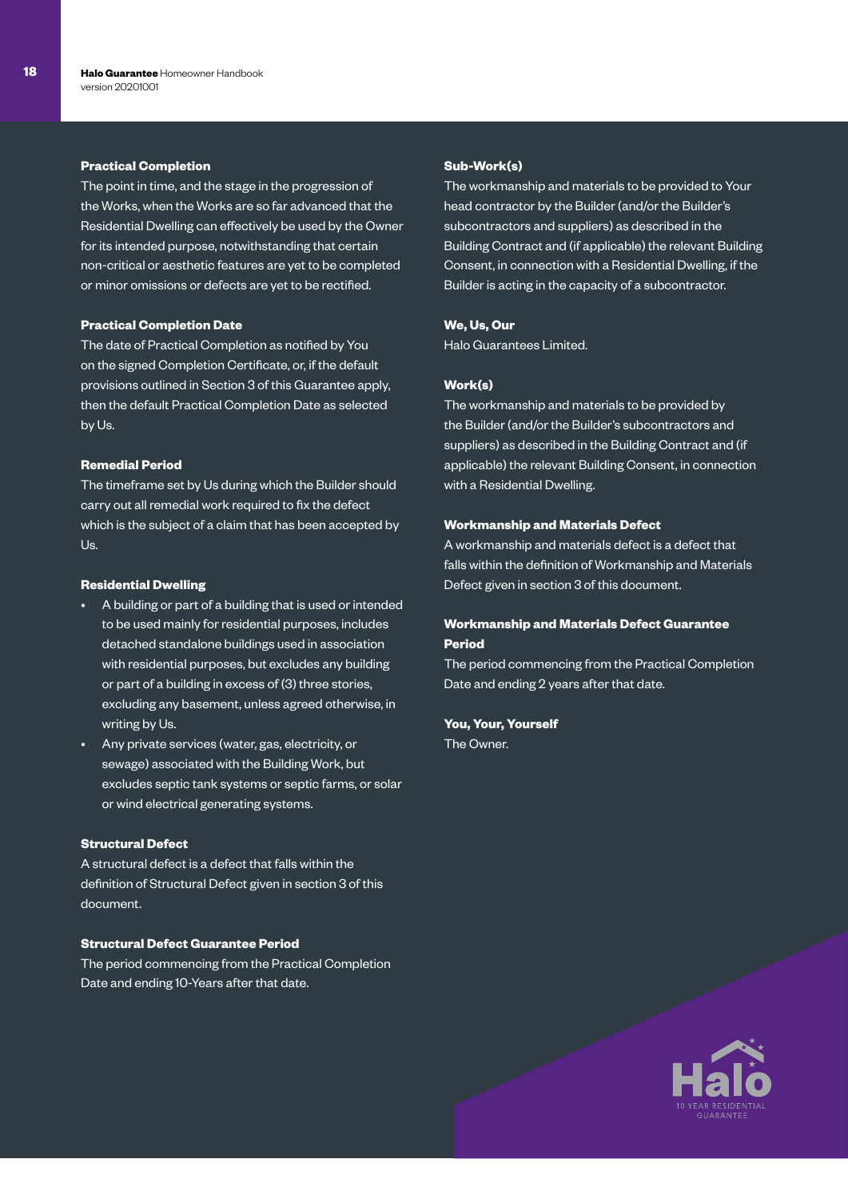**Practical Completion**

The point in time, and the stage in the progression of the Works, when the Works are so far advanced that the Residential Dwelling can effectively be used by the Owner for its intended purpose, notwithstanding that certain non-critical or aesthetic features are yet to be completed or minor omissions or defects are yet to be rectified.

**Practical Completion Date**

The date of Practical Completion as notified by You on the signed Completion Certificate, or, if the default provisions outlined in Section 3 of this Guarantee apply, then the default Practical Completion Date as selected by Us.

**Remedial Period**

The timeframe set by Us during which the Builder should carry out all remedial work required to fix the defect which is the subject of a claim that has been accepted by Us.

**Residential Dwelling**

- A building or part of a building that is used or intended to be used mainly for residential purposes, includes detached standalone buildings used in association with residential purposes, but excludes any building or part of a building in excess of (3) three stories, excluding any basement, unless agreed otherwise, in writing by Us.
- Any private services (water, gas, electricity, or sewage) associated with the Building Work, but excludes septic tank systems or septic farms, or solar or wind electrical generating systems.

**Structural Defect**

A structural defect is a defect that falls within the definition of Structural Defect given in section 3 of this document.

**Structural Defect Guarantee Period**

The period commencing from the Practical Completion Date and ending 10-Years after that date.

**Sub-Work(s)**

The workmanship and materials to be provided to Your head contractor by the Builder (and/or the Builder's subcontractors and suppliers) as described in the Building Contract and (if applicable) the relevant Building Consent, in connection with a Residential Dwelling, if the Builder is acting in the capacity of a subcontractor.

**We, Us, Our**

Halo Guarantees Limited.

**Work(s)**

The workmanship and materials to be provided by the Builder (and/or the Builder's subcontractors and suppliers) as described in the Building Contract and (if applicable) the relevant Building Consent, in connection with a Residential Dwelling.

**Workmanship and Materials Defect**

A workmanship and materials defect is a defect that falls within the definition of Workmanship and Materials Defect given in section 3 of this document.

**Workmanship and Materials Defect Guarantee Period**

The period commencing from the Practical Completion Date and ending 2 years after that date.

**You, Your, Yourself**

The Owner.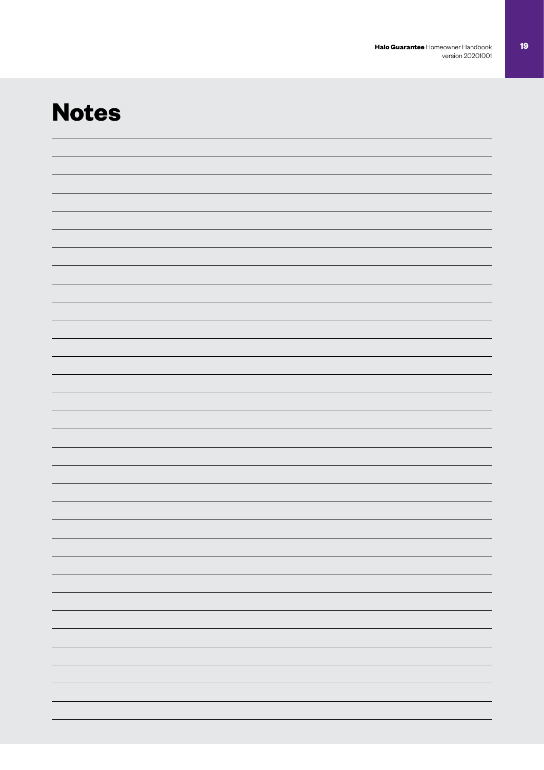# Notes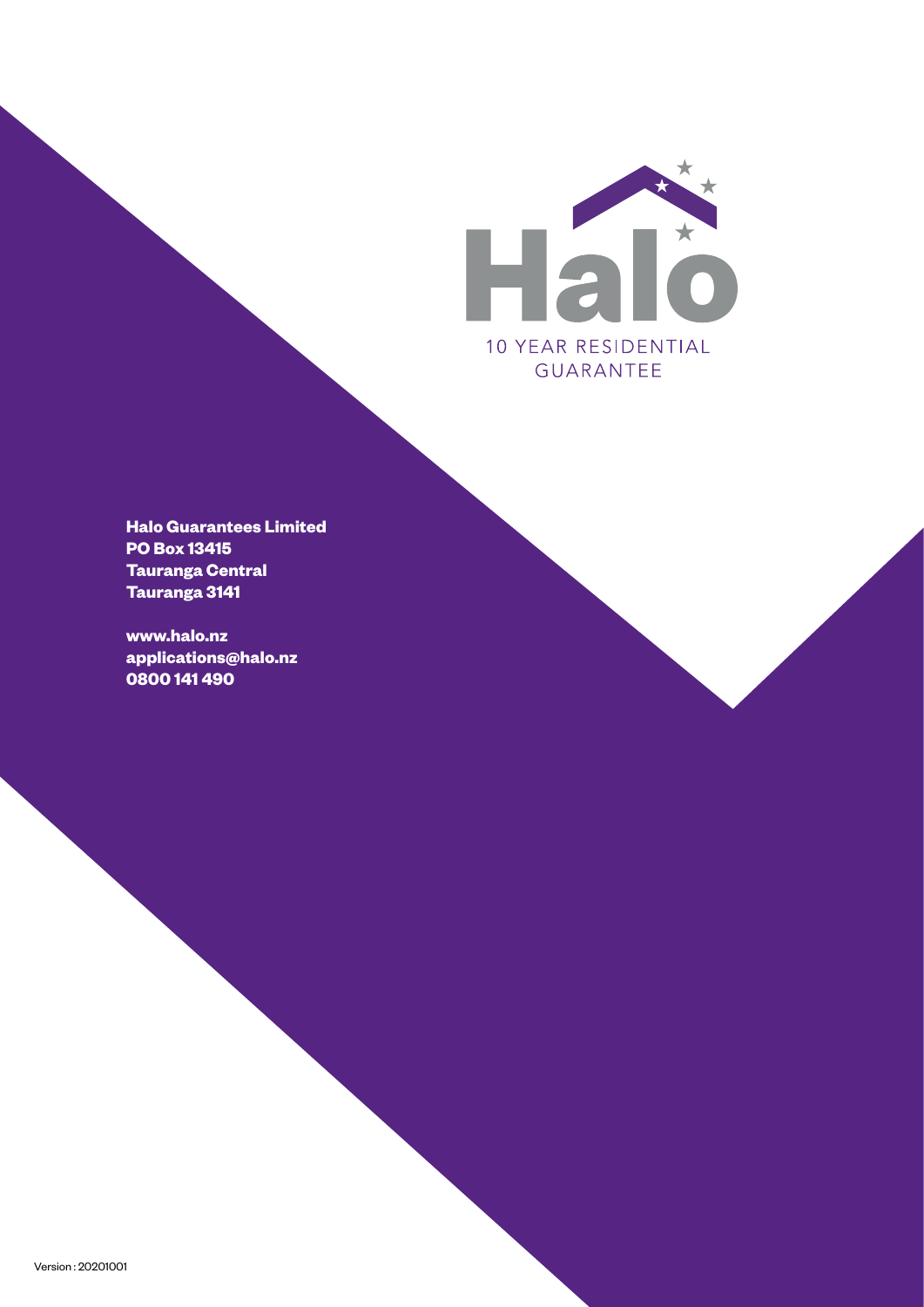Halo

10 YEAR RESIDENTIAL GUARANTEE

**Halo Guarantees Limited**
**PO Box 13415**
**Tauranga Central**
**Tauranga 3141**

**www.halo.nz**
**applications@halo.nz**
**0800 141 490**

Version : 20201001